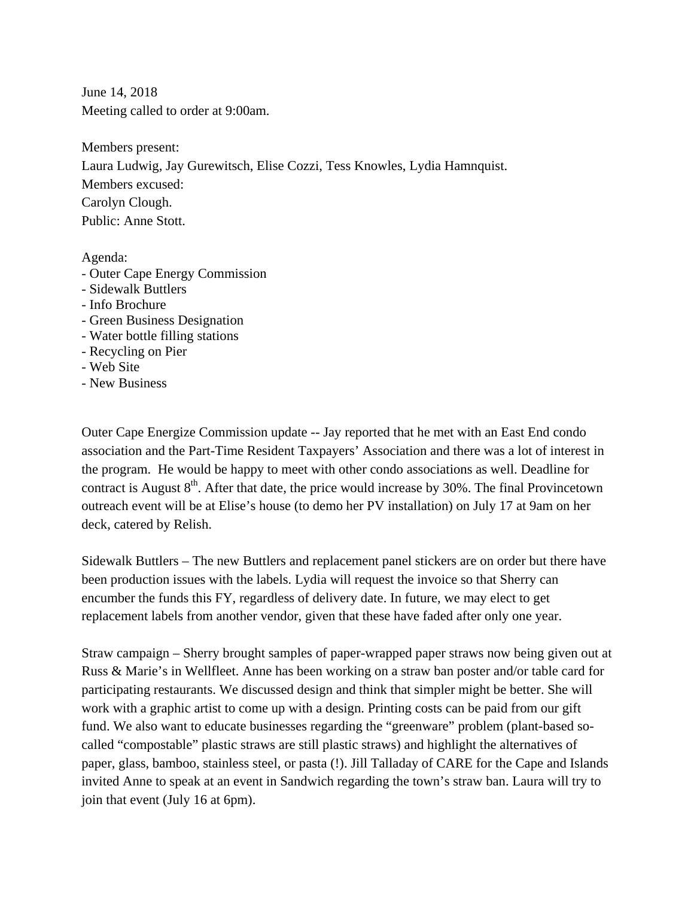June 14, 2018
Meeting called to order at 9:00am.

Members present:
Laura Ludwig, Jay Gurewitsch, Elise Cozzi, Tess Knowles, Lydia Hamnquist.
Members excused:
Carolyn Clough.
Public: Anne Stott.

Agenda:
- Outer Cape Energy Commission
- Sidewalk Buttlers
- Info Brochure
- Green Business Designation
- Water bottle filling stations
- Recycling on Pier
- Web Site
- New Business

Outer Cape Energize Commission update -- Jay reported that he met with an East End condo association and the Part-Time Resident Taxpayers' Association and there was a lot of interest in the program. He would be happy to meet with other condo associations as well. Deadline for contract is August 8th. After that date, the price would increase by 30%. The final Provincetown outreach event will be at Elise's house (to demo her PV installation) on July 17 at 9am on her deck, catered by Relish.

Sidewalk Buttlers – The new Buttlers and replacement panel stickers are on order but there have been production issues with the labels. Lydia will request the invoice so that Sherry can encumber the funds this FY, regardless of delivery date. In future, we may elect to get replacement labels from another vendor, given that these have faded after only one year.

Straw campaign – Sherry brought samples of paper-wrapped paper straws now being given out at Russ & Marie's in Wellfleet. Anne has been working on a straw ban poster and/or table card for participating restaurants. We discussed design and think that simpler might be better. She will work with a graphic artist to come up with a design. Printing costs can be paid from our gift fund. We also want to educate businesses regarding the "greenware" problem (plant-based so-called "compostable" plastic straws are still plastic straws) and highlight the alternatives of paper, glass, bamboo, stainless steel, or pasta (!). Jill Talladay of CARE for the Cape and Islands invited Anne to speak at an event in Sandwich regarding the town's straw ban. Laura will try to join that event (July 16 at 6pm).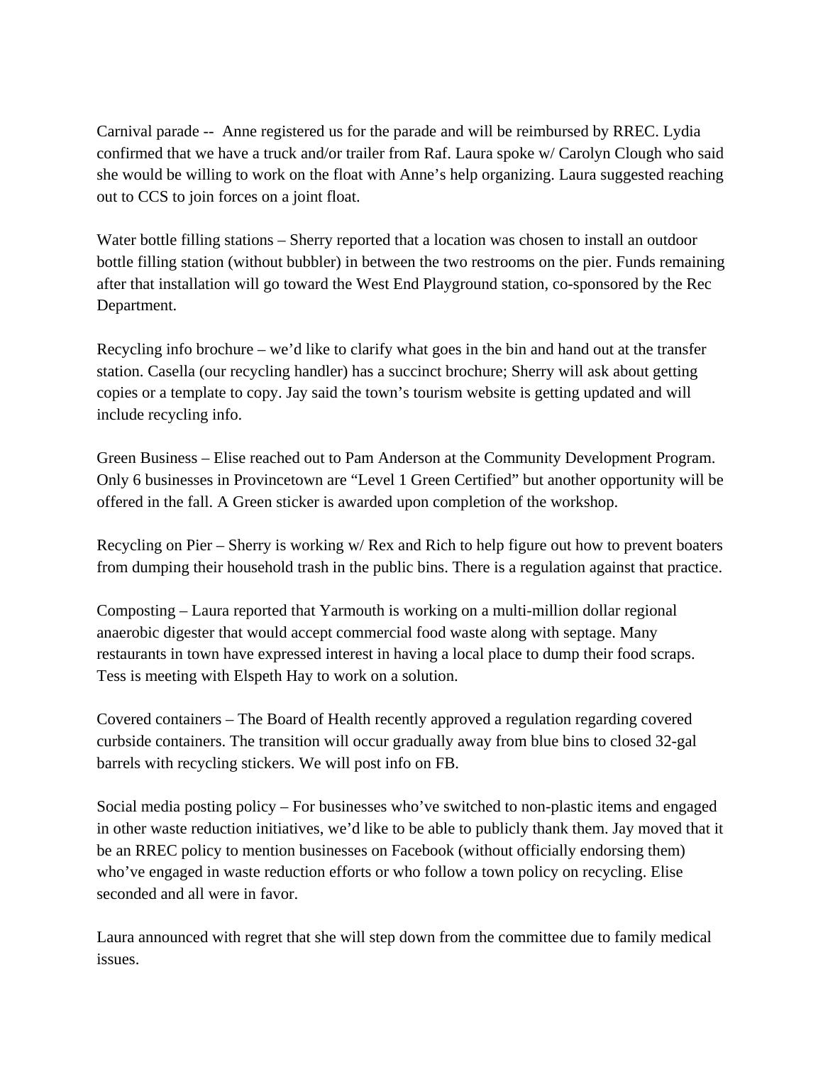Carnival parade -- Anne registered us for the parade and will be reimbursed by RREC. Lydia confirmed that we have a truck and/or trailer from Raf. Laura spoke w/ Carolyn Clough who said she would be willing to work on the float with Anne's help organizing. Laura suggested reaching out to CCS to join forces on a joint float.

Water bottle filling stations – Sherry reported that a location was chosen to install an outdoor bottle filling station (without bubbler) in between the two restrooms on the pier. Funds remaining after that installation will go toward the West End Playground station, co-sponsored by the Rec Department.

Recycling info brochure – we'd like to clarify what goes in the bin and hand out at the transfer station. Casella (our recycling handler) has a succinct brochure; Sherry will ask about getting copies or a template to copy. Jay said the town's tourism website is getting updated and will include recycling info.

Green Business – Elise reached out to Pam Anderson at the Community Development Program. Only 6 businesses in Provincetown are "Level 1 Green Certified" but another opportunity will be offered in the fall. A Green sticker is awarded upon completion of the workshop.

Recycling on Pier – Sherry is working w/ Rex and Rich to help figure out how to prevent boaters from dumping their household trash in the public bins. There is a regulation against that practice.

Composting – Laura reported that Yarmouth is working on a multi-million dollar regional anaerobic digester that would accept commercial food waste along with septage. Many restaurants in town have expressed interest in having a local place to dump their food scraps. Tess is meeting with Elspeth Hay to work on a solution.

Covered containers – The Board of Health recently approved a regulation regarding covered curbside containers. The transition will occur gradually away from blue bins to closed 32-gal barrels with recycling stickers. We will post info on FB.

Social media posting policy – For businesses who've switched to non-plastic items and engaged in other waste reduction initiatives, we'd like to be able to publicly thank them. Jay moved that it be an RREC policy to mention businesses on Facebook (without officially endorsing them) who've engaged in waste reduction efforts or who follow a town policy on recycling. Elise seconded and all were in favor.

Laura announced with regret that she will step down from the committee due to family medical issues.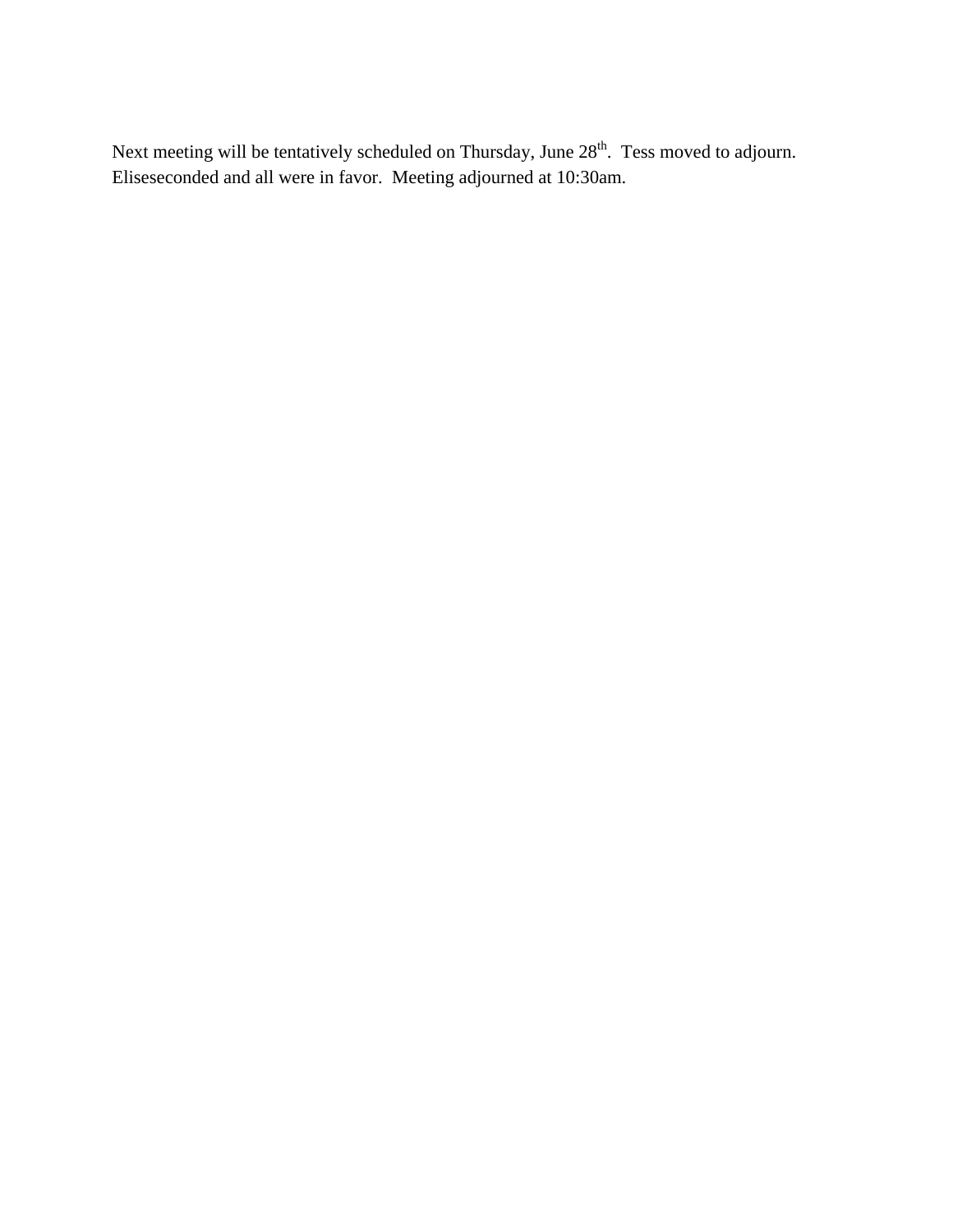Next meeting will be tentatively scheduled on Thursday, June 28th. Tess moved to adjourn. Eliseseconded and all were in favor. Meeting adjourned at 10:30am.